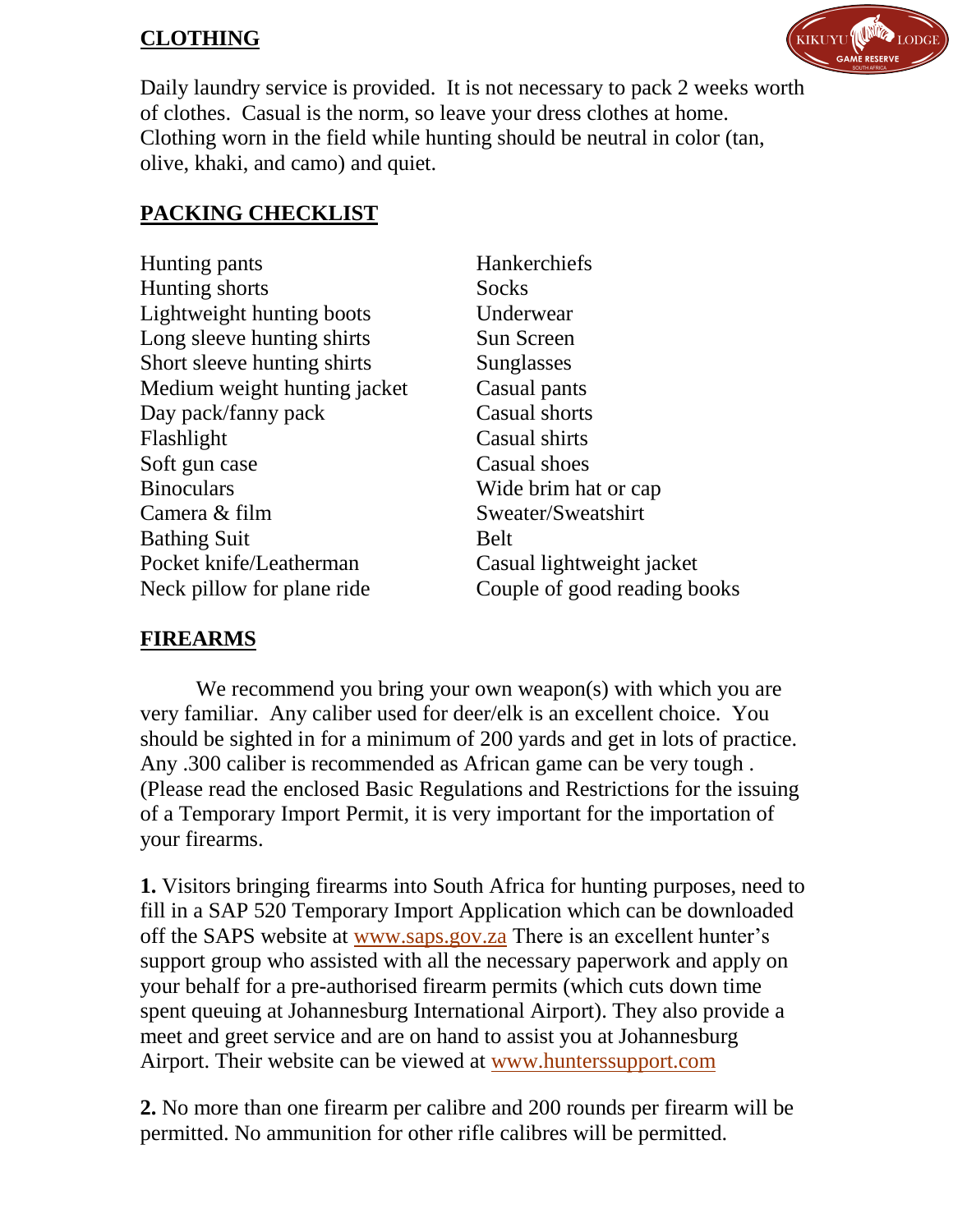## CLOTHING

Daily laundry service is provided. It is not necessary to pack 2 weeks worth of clothes. Casual is the norm, so leave your dress clothes at home. Clothing worn in the field while hunting should be neutral in color (tan, olive, khaki, and camo) and quiet.

## PACKING CHECKLIST

- Hunting pants
- Hunting shorts
- Lightweight hunting boots
- Long sleeve hunting shirts
- Short sleeve hunting shirts
- Medium weight hunting jacket
- Day pack/fanny pack
- Flashlight
- Soft gun case
- Binoculars
- Camera & film
- Bathing Suit
- Pocket knife/Leatherman
- Neck pillow for plane ride
- Hankerchiefs
- Socks
- Underwear
- Sun Screen
- Sunglasses
- Casual pants
- Casual shorts
- Casual shirts
- Casual shoes
- Wide brim hat or cap
- Sweater/Sweatshirt
- Belt
- Casual lightweight jacket
- Couple of good reading books

## FIREARMS

We recommend you bring your own weapon(s) with which you are very familiar. Any caliber used for deer/elk is an excellent choice. You should be sighted in for a minimum of 200 yards and get in lots of practice. Any .300 caliber is recommended as African game can be very tough . (Please read the enclosed Basic Regulations and Restrictions for the issuing of a Temporary Import Permit, it is very important for the importation of your firearms.

**1.** Visitors bringing firearms into South Africa for hunting purposes, need to fill in a SAP 520 Temporary Import Application which can be downloaded off the SAPS website at www.saps.gov.za There is an excellent hunter's support group who assisted with all the necessary paperwork and apply on your behalf for a pre-authorised firearm permits (which cuts down time spent queuing at Johannesburg International Airport). They also provide a meet and greet service and are on hand to assist you at Johannesburg Airport. Their website can be viewed at www.hunterssupport.com

**2.** No more than one firearm per calibre and 200 rounds per firearm will be permitted. No ammunition for other rifle calibres will be permitted.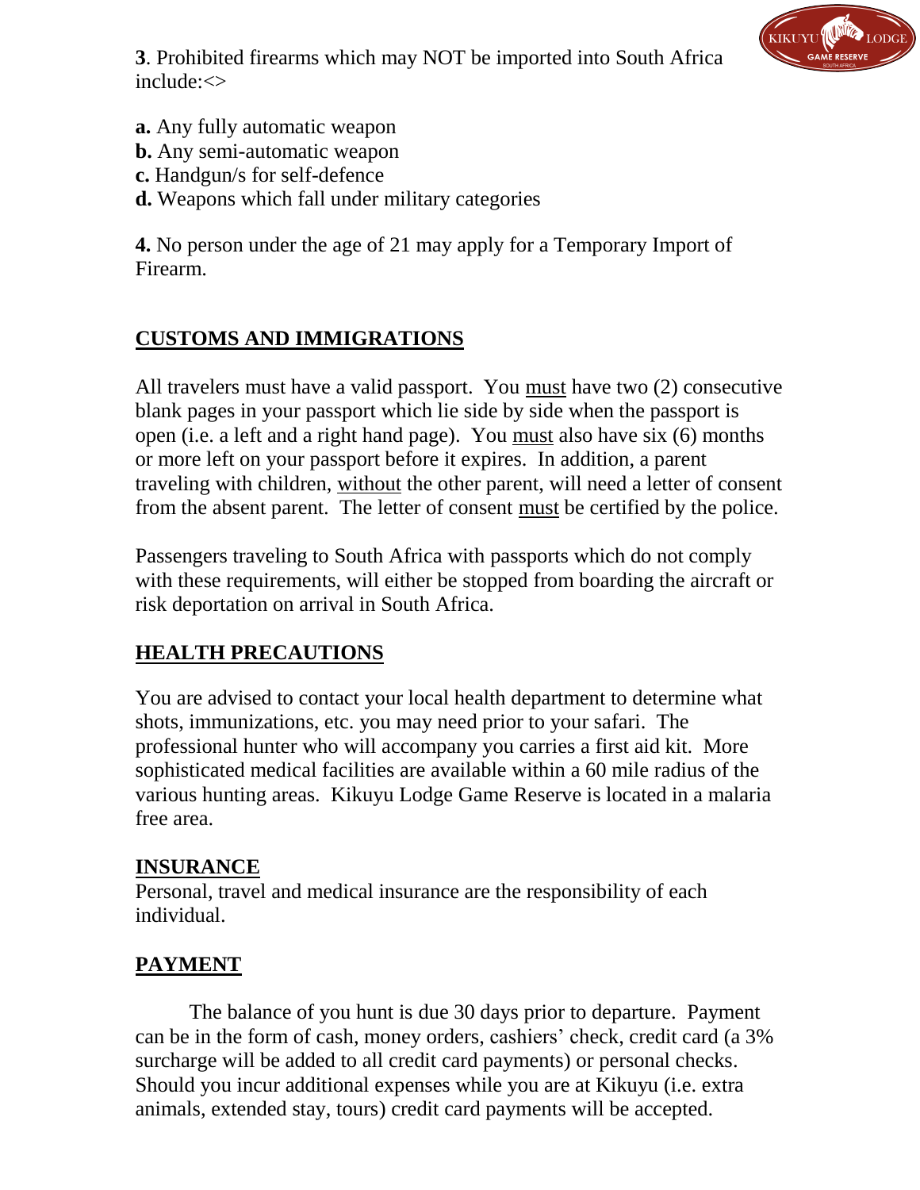**3**. Prohibited firearms which may NOT be imported into South Africa include:<>

**a.** Any fully automatic weapon
**b.** Any semi-automatic weapon
**c.** Handgun/s for self-defence
**d.** Weapons which fall under military categories

**4.** No person under the age of 21 may apply for a Temporary Import of Firearm.

## CUSTOMS AND IMMIGRATIONS

All travelers must have a valid passport. You must have two (2) consecutive blank pages in your passport which lie side by side when the passport is open (i.e. a left and a right hand page). You must also have six (6) months or more left on your passport before it expires. In addition, a parent traveling with children, without the other parent, will need a letter of consent from the absent parent. The letter of consent must be certified by the police.

Passengers traveling to South Africa with passports which do not comply with these requirements, will either be stopped from boarding the aircraft or risk deportation on arrival in South Africa.

## HEALTH PRECAUTIONS

You are advised to contact your local health department to determine what shots, immunizations, etc. you may need prior to your safari. The professional hunter who will accompany you carries a first aid kit. More sophisticated medical facilities are available within a 60 mile radius of the various hunting areas. Kikuyu Lodge Game Reserve is located in a malaria free area.

## INSURANCE

Personal, travel and medical insurance are the responsibility of each individual.

## PAYMENT

The balance of you hunt is due 30 days prior to departure. Payment can be in the form of cash, money orders, cashiers' check, credit card (a 3% surcharge will be added to all credit card payments) or personal checks. Should you incur additional expenses while you are at Kikuyu (i.e. extra animals, extended stay, tours) credit card payments will be accepted.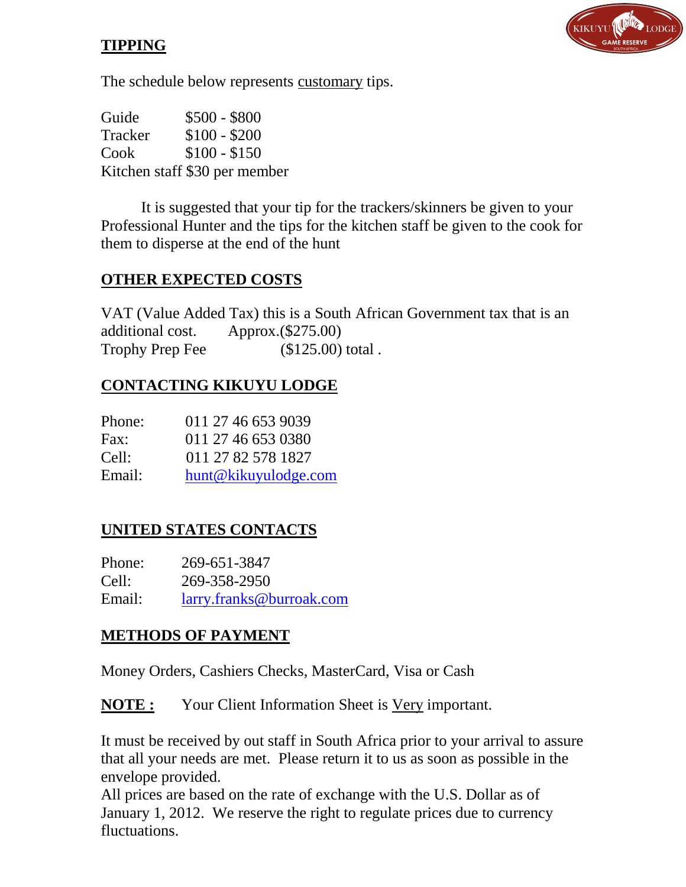## TIPPING

The schedule below represents customary tips.

| | |
|---|---|
| Guide | $500 - $800 |
| Tracker | $100 - $200 |
| Cook | $100 - $150 |
| Kitchen staff | $30 per member |

It is suggested that your tip for the trackers/skinners be given to your Professional Hunter and the tips for the kitchen staff be given to the cook for them to disperse at the end of the hunt

## OTHER EXPECTED COSTS

VAT (Value Added Tax) this is a South African Government tax that is an additional cost. Approx.($275.00)
Trophy Prep Fee ($125.00) total .

## CONTACTING KIKUYU LODGE

| | |
|---|---|
| Phone: | 011 27 46 653 9039 |
| Fax: | 011 27 46 653 0380 |
| Cell: | 011 27 82 578 1827 |
| Email: | hunt@kikuyulodge.com |

## UNITED STATES CONTACTS

| | |
|---|---|
| Phone: | 269-651-3847 |
| Cell: | 269-358-2950 |
| Email: | larry.franks@burroak.com |

## METHODS OF PAYMENT

Money Orders, Cashiers Checks, MasterCard, Visa or Cash

**NOTE :** Your Client Information Sheet is Very important.

It must be received by out staff in South Africa prior to your arrival to assure that all your needs are met. Please return it to us as soon as possible in the envelope provided.
All prices are based on the rate of exchange with the U.S. Dollar as of January 1, 2012. We reserve the right to regulate prices due to currency fluctuations.